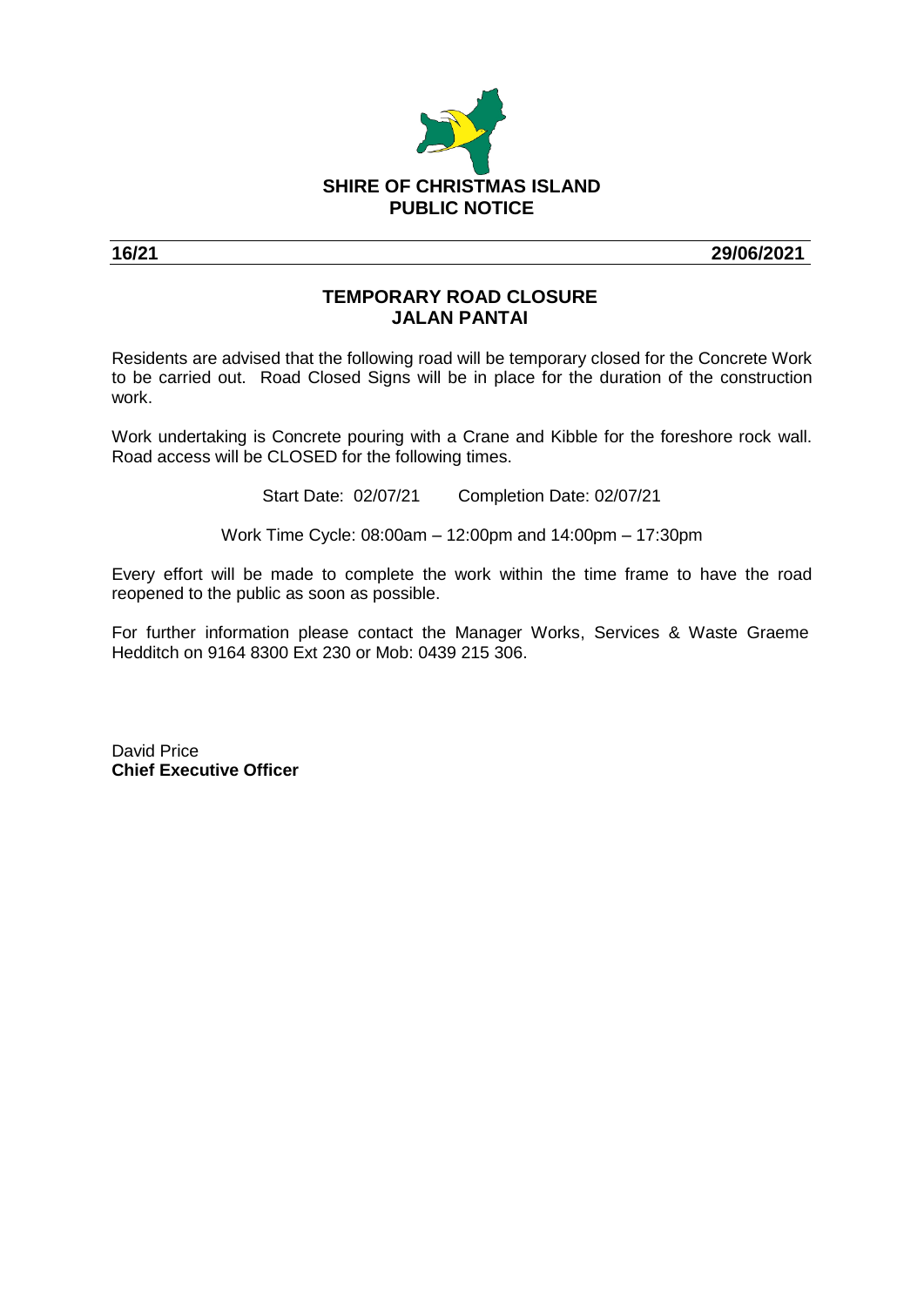**SHIRE OF CHRISTMAS ISLAND**
**PUBLIC NOTICE**

**16/21** **29/06/2021**

## TEMPORARY ROAD CLOSURE
## JALAN PANTAI

Residents are advised that the following road will be temporary closed for the Concrete Work to be carried out. Road Closed Signs will be in place for the duration of the construction work.

Work undertaking is Concrete pouring with a Crane and Kibble for the foreshore rock wall. Road access will be CLOSED for the following times.

Start Date: 02/07/21 Completion Date: 02/07/21

Work Time Cycle: 08:00am – 12:00pm and 14:00pm – 17:30pm

Every effort will be made to complete the work within the time frame to have the road reopened to the public as soon as possible.

For further information please contact the Manager Works, Services & Waste Graeme Hedditch on 9164 8300 Ext 230 or Mob: 0439 215 306.

David Price
**Chief Executive Officer**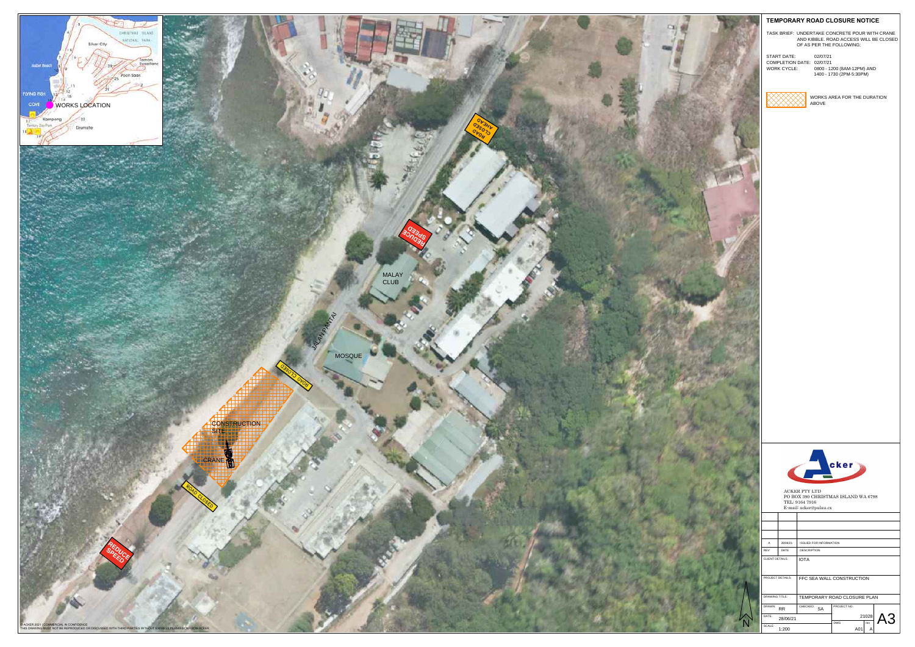## TEMPORARY ROAD CLOSURE NOTICE

TASK BRIEF: UNDERTAKE CONCRETE POUR WITH CRANE AND KIBBLE. ROAD ACCESS WILL BE CLOSED OF AS PER THE FOLLOWING;

START DATE: 02/07/21
COMPLETION DATE: 02/07/21
WORK CYCLE: 0800 - 1200 (8AM-12PM) AND 1400 - 1730 (2PM-5:30PM)

WORKS AREA FOR THE DURATION ABOVE

WORKS LOCATION

ROAD CLOSED AHEAD

REDUCE SPEED

MALAY CLUB

JALAN PANTAI

MOSQUE

ROAD CLOSED

CONSTRUCTION SITE

CRANE

ROAD CLOSED

REDUCE SPEED

N

ACKER PTY LTD
PO BOX 390 CHRISTMAS ISLAND WA 6798
TEL: 9164 7916
E-mail: acker@pulau.cx

| REV | DATE | DESCRIPTION |
|---|---|---|
| A | 28/06/21 | ISSUED FOR INFORMATION |

CLIENT DETAILS: IOTA

PROJECT DETAILS: FFC SEA WALL CONSTRUCTION

DRAWING TITLE: TEMPORARY ROAD CLOSURE PLAN

DRAWN: RR
CHECKED: SA
PROJECT NO: 21028
DATE: 28/06/21
SCALE: 1:200
DWG: A01
REV: A
A3

© ACKER 2021 | COMMERCIAL IN CONFIDENCE
THIS DRAWING MUST NOT BE REPRODUCED OR DISCUSSED WITH THIRD PARTIES WITHOUT EXPRESS PERMISSION FROM ACKER